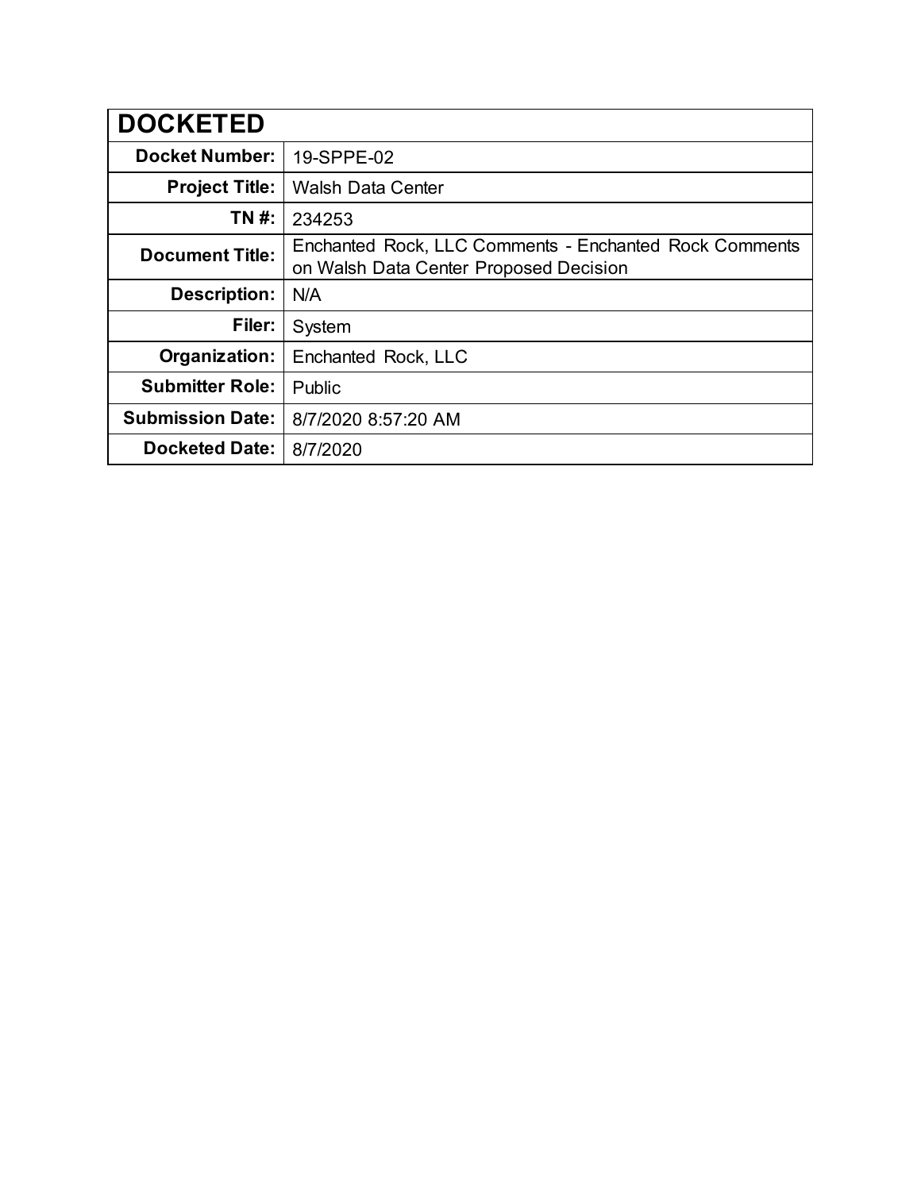| DOCKETED | |
|---|---|
| **Docket Number:** | 19-SPPE-02 |
| **Project Title:** | Walsh Data Center |
| **TN #:** | 234253 |
| **Document Title:** | Enchanted Rock, LLC Comments - Enchanted Rock Comments on Walsh Data Center Proposed Decision |
| **Description:** | N/A |
| **Filer:** | System |
| **Organization:** | Enchanted Rock, LLC |
| **Submitter Role:** | Public |
| **Submission Date:** | 8/7/2020 8:57:20 AM |
| **Docketed Date:** | 8/7/2020 |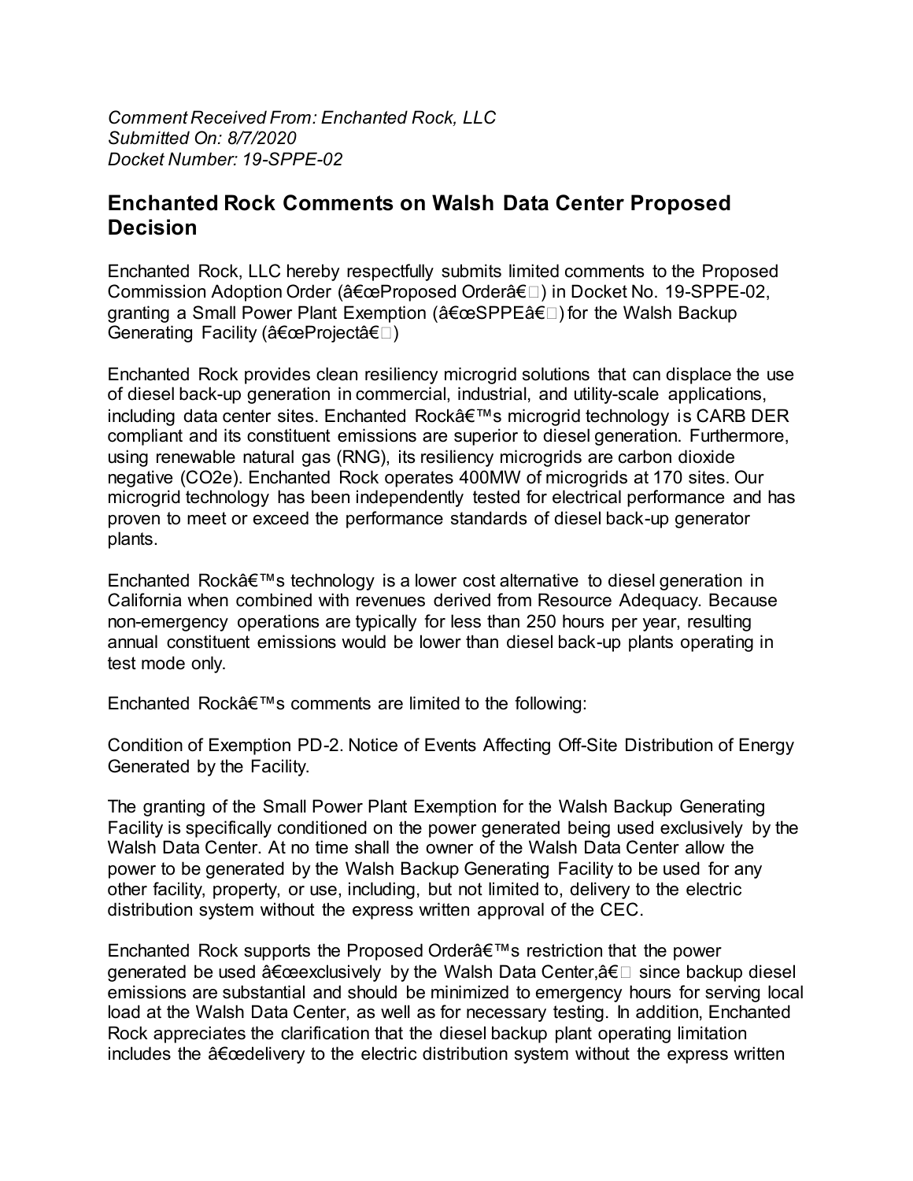*Comment Received From: Enchanted Rock, LLC*
*Submitted On: 8/7/2020*
*Docket Number: 19-SPPE-02*

## Enchanted Rock Comments on Walsh Data Center Proposed Decision

Enchanted Rock, LLC hereby respectfully submits limited comments to the Proposed Commission Adoption Order (â€œProposed Orderâ€) in Docket No. 19-SPPE-02, granting a Small Power Plant Exemption (â€œSPPEâ€) for the Walsh Backup Generating Facility (â€œProjectâ€)

Enchanted Rock provides clean resiliency microgrid solutions that can displace the use of diesel back-up generation in commercial, industrial, and utility-scale applications, including data center sites. Enchanted Rockâ€™s microgrid technology is CARB DER compliant and its constituent emissions are superior to diesel generation. Furthermore, using renewable natural gas (RNG), its resiliency microgrids are carbon dioxide negative ($CO_2e$). Enchanted Rock operates 400MW of microgrids at 170 sites. Our microgrid technology has been independently tested for electrical performance and has proven to meet or exceed the performance standards of diesel back-up generator plants.

Enchanted Rockâ€™s technology is a lower cost alternative to diesel generation in California when combined with revenues derived from Resource Adequacy. Because non-emergency operations are typically for less than 250 hours per year, resulting annual constituent emissions would be lower than diesel back-up plants operating in test mode only.

Enchanted Rockâ€™s comments are limited to the following:

Condition of Exemption PD-2. Notice of Events Affecting Off-Site Distribution of Energy Generated by the Facility.

The granting of the Small Power Plant Exemption for the Walsh Backup Generating Facility is specifically conditioned on the power generated being used exclusively by the Walsh Data Center. At no time shall the owner of the Walsh Data Center allow the power to be generated by the Walsh Backup Generating Facility to be used for any other facility, property, or use, including, but not limited to, delivery to the electric distribution system without the express written approval of the CEC.

Enchanted Rock supports the Proposed Orderâ€™s restriction that the power generated be used â€œexclusively by the Walsh Data Center,â€ since backup diesel emissions are substantial and should be minimized to emergency hours for serving local load at the Walsh Data Center, as well as for necessary testing. In addition, Enchanted Rock appreciates the clarification that the diesel backup plant operating limitation includes the â€œdelivery to the electric distribution system without the express written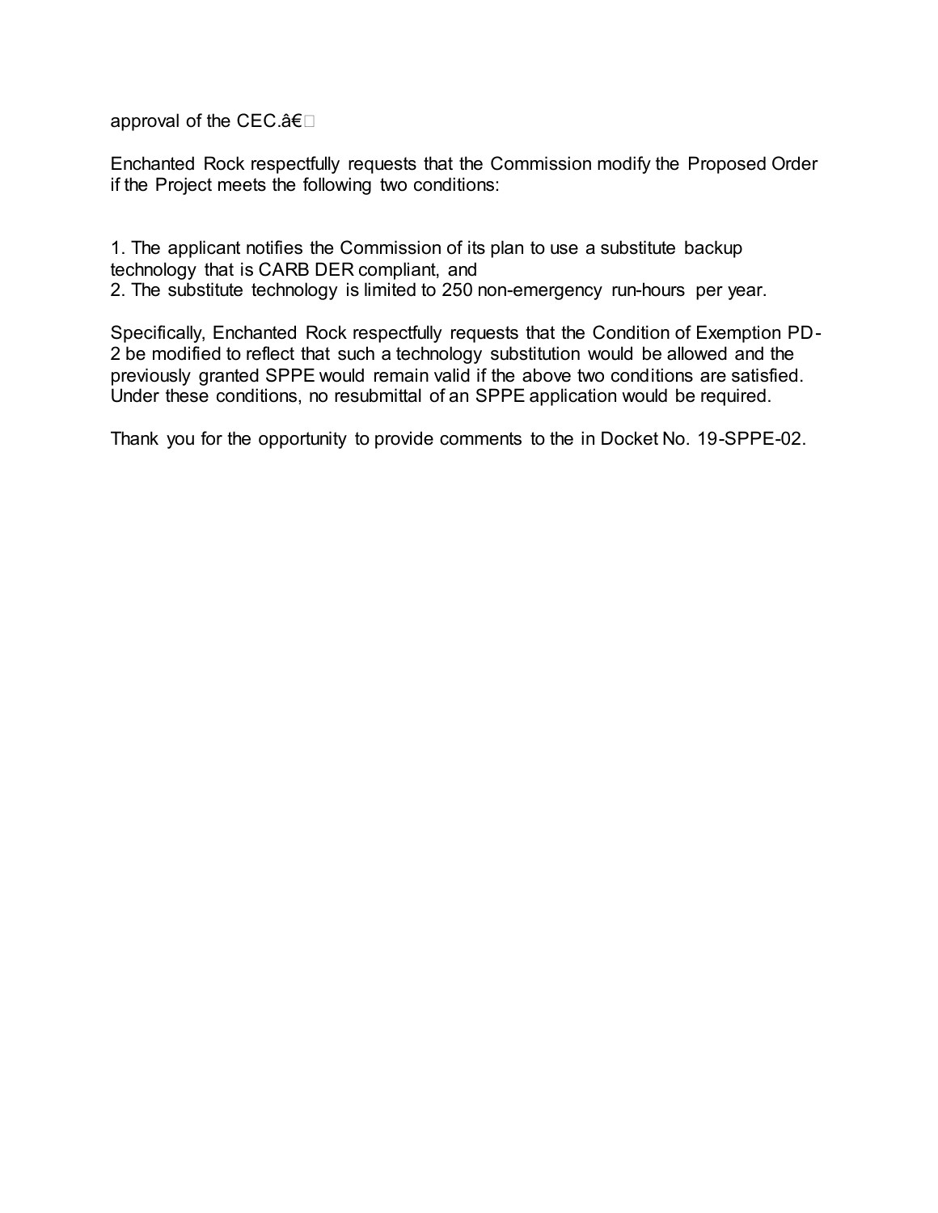approval of the CEC.â€

Enchanted Rock respectfully requests that the Commission modify the Proposed Order if the Project meets the following two conditions:

1. The applicant notifies the Commission of its plan to use a substitute backup technology that is CARB DER compliant, and
2. The substitute technology is limited to 250 non-emergency run-hours per year.

Specifically, Enchanted Rock respectfully requests that the Condition of Exemption PD-2 be modified to reflect that such a technology substitution would be allowed and the previously granted SPPE would remain valid if the above two conditions are satisfied. Under these conditions, no resubmittal of an SPPE application would be required.

Thank you for the opportunity to provide comments to the in Docket No. 19-SPPE-02.